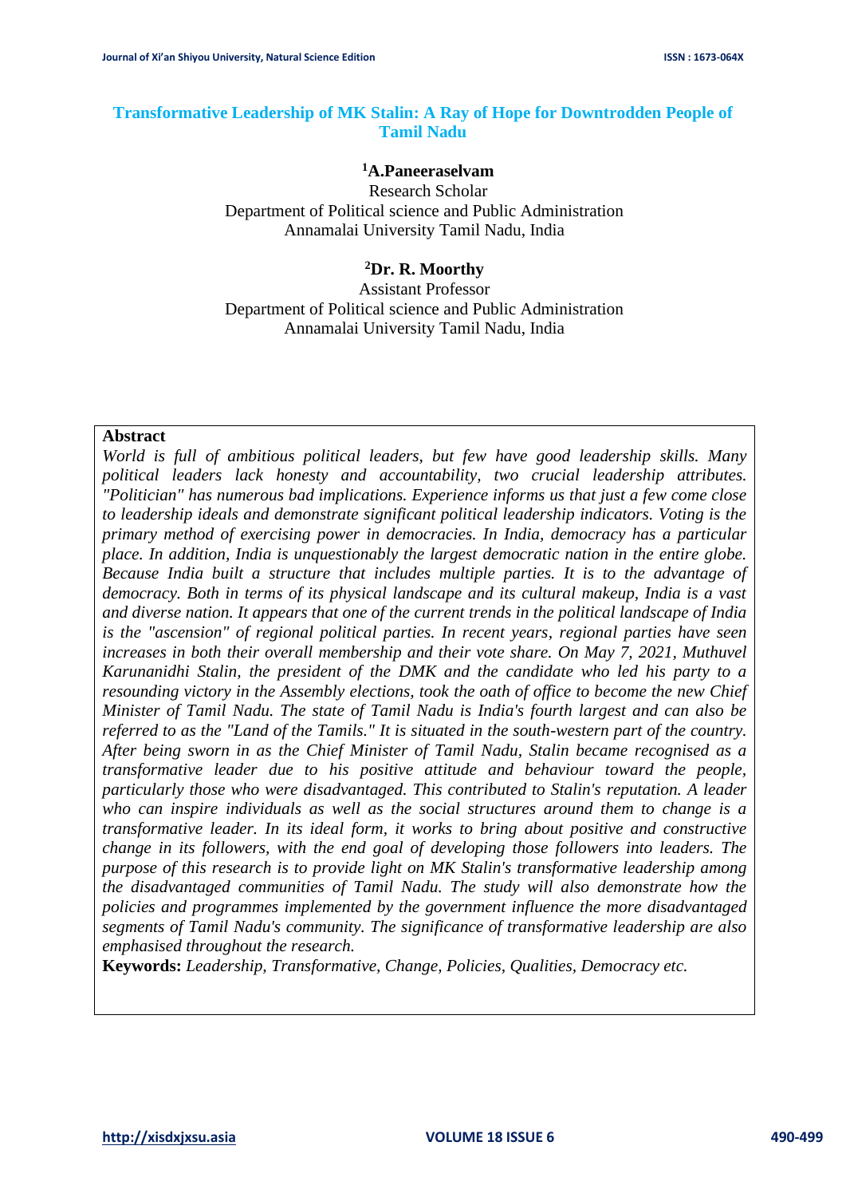# Transformative Leadership of MK Stalin: A Ray of Hope for Downtrodden People of Tamil Nadu

**[1]A.Paneeraselvam**
Research Scholar
Department of Political science and Public Administration
Annamalai University Tamil Nadu, India

**[2]Dr. R. Moorthy**
Assistant Professor
Department of Political science and Public Administration
Annamalai University Tamil Nadu, India

**Abstract**

*World is full of ambitious political leaders, but few have good leadership skills. Many political leaders lack honesty and accountability, two crucial leadership attributes. "Politician" has numerous bad implications. Experience informs us that just a few come close to leadership ideals and demonstrate significant political leadership indicators. Voting is the primary method of exercising power in democracies. In India, democracy has a particular place. In addition, India is unquestionably the largest democratic nation in the entire globe. Because India built a structure that includes multiple parties. It is to the advantage of democracy. Both in terms of its physical landscape and its cultural makeup, India is a vast and diverse nation. It appears that one of the current trends in the political landscape of India is the "ascension" of regional political parties. In recent years, regional parties have seen increases in both their overall membership and their vote share. On May 7, 2021, Muthuvel Karunanidhi Stalin, the president of the DMK and the candidate who led his party to a resounding victory in the Assembly elections, took the oath of office to become the new Chief Minister of Tamil Nadu. The state of Tamil Nadu is India's fourth largest and can also be referred to as the "Land of the Tamils." It is situated in the south-western part of the country. After being sworn in as the Chief Minister of Tamil Nadu, Stalin became recognised as a transformative leader due to his positive attitude and behaviour toward the people, particularly those who were disadvantaged. This contributed to Stalin's reputation. A leader who can inspire individuals as well as the social structures around them to change is a transformative leader. In its ideal form, it works to bring about positive and constructive change in its followers, with the end goal of developing those followers into leaders. The purpose of this research is to provide light on MK Stalin's transformative leadership among the disadvantaged communities of Tamil Nadu. The study will also demonstrate how the policies and programmes implemented by the government influence the more disadvantaged segments of Tamil Nadu's community. The significance of transformative leadership are also emphasised throughout the research.*

**Keywords:** *Leadership, Transformative, Change, Policies, Qualities, Democracy etc.*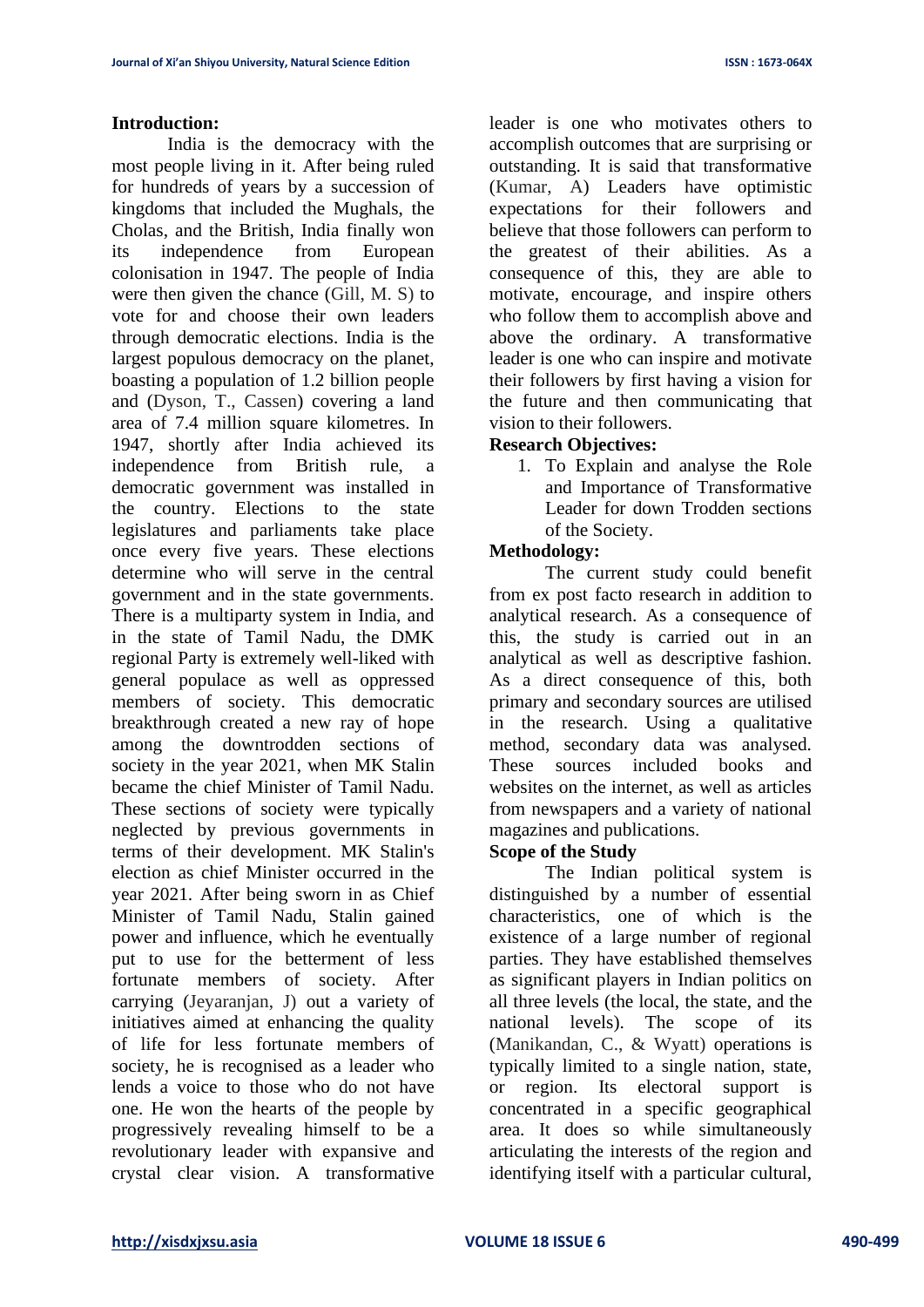## Introduction:

India is the democracy with the most people living in it. After being ruled for hundreds of years by a succession of kingdoms that included the Mughals, the Cholas, and the British, India finally won its independence from European colonisation in 1947. The people of India were then given the chance (Gill, M. S) to vote for and choose their own leaders through democratic elections. India is the largest populous democracy on the planet, boasting a population of 1.2 billion people and (Dyson, T., Cassen) covering a land area of 7.4 million square kilometres. In 1947, shortly after India achieved its independence from British rule, a democratic government was installed in the country. Elections to the state legislatures and parliaments take place once every five years. These elections determine who will serve in the central government and in the state governments. There is a multiparty system in India, and in the state of Tamil Nadu, the DMK regional Party is extremely well-liked with general populace as well as oppressed members of society. This democratic breakthrough created a new ray of hope among the downtrodden sections of society in the year 2021, when MK Stalin became the chief Minister of Tamil Nadu. These sections of society were typically neglected by previous governments in terms of their development. MK Stalin's election as chief Minister occurred in the year 2021. After being sworn in as Chief Minister of Tamil Nadu, Stalin gained power and influence, which he eventually put to use for the betterment of less fortunate members of society. After carrying (Jeyaranjan, J) out a variety of initiatives aimed at enhancing the quality of life for less fortunate members of society, he is recognised as a leader who lends a voice to those who do not have one. He won the hearts of the people by progressively revealing himself to be a revolutionary leader with expansive and crystal clear vision. A transformative leader is one who motivates others to accomplish outcomes that are surprising or outstanding. It is said that transformative (Kumar, A) Leaders have optimistic expectations for their followers and believe that those followers can perform to the greatest of their abilities. As a consequence of this, they are able to motivate, encourage, and inspire others who follow them to accomplish above and above the ordinary. A transformative leader is one who can inspire and motivate their followers by first having a vision for the future and then communicating that vision to their followers.

## Research Objectives:

1. To Explain and analyse the Role and Importance of Transformative Leader for down Trodden sections of the Society.

## Methodology:

The current study could benefit from ex post facto research in addition to analytical research. As a consequence of this, the study is carried out in an analytical as well as descriptive fashion. As a direct consequence of this, both primary and secondary sources are utilised in the research. Using a qualitative method, secondary data was analysed. These sources included books and websites on the internet, as well as articles from newspapers and a variety of national magazines and publications.

## Scope of the Study

The Indian political system is distinguished by a number of essential characteristics, one of which is the existence of a large number of regional parties. They have established themselves as significant players in Indian politics on all three levels (the local, the state, and the national levels). The scope of its (Manikandan, C., & Wyatt) operations is typically limited to a single nation, state, or region. Its electoral support is concentrated in a specific geographical area. It does so while simultaneously articulating the interests of the region and identifying itself with a particular cultural,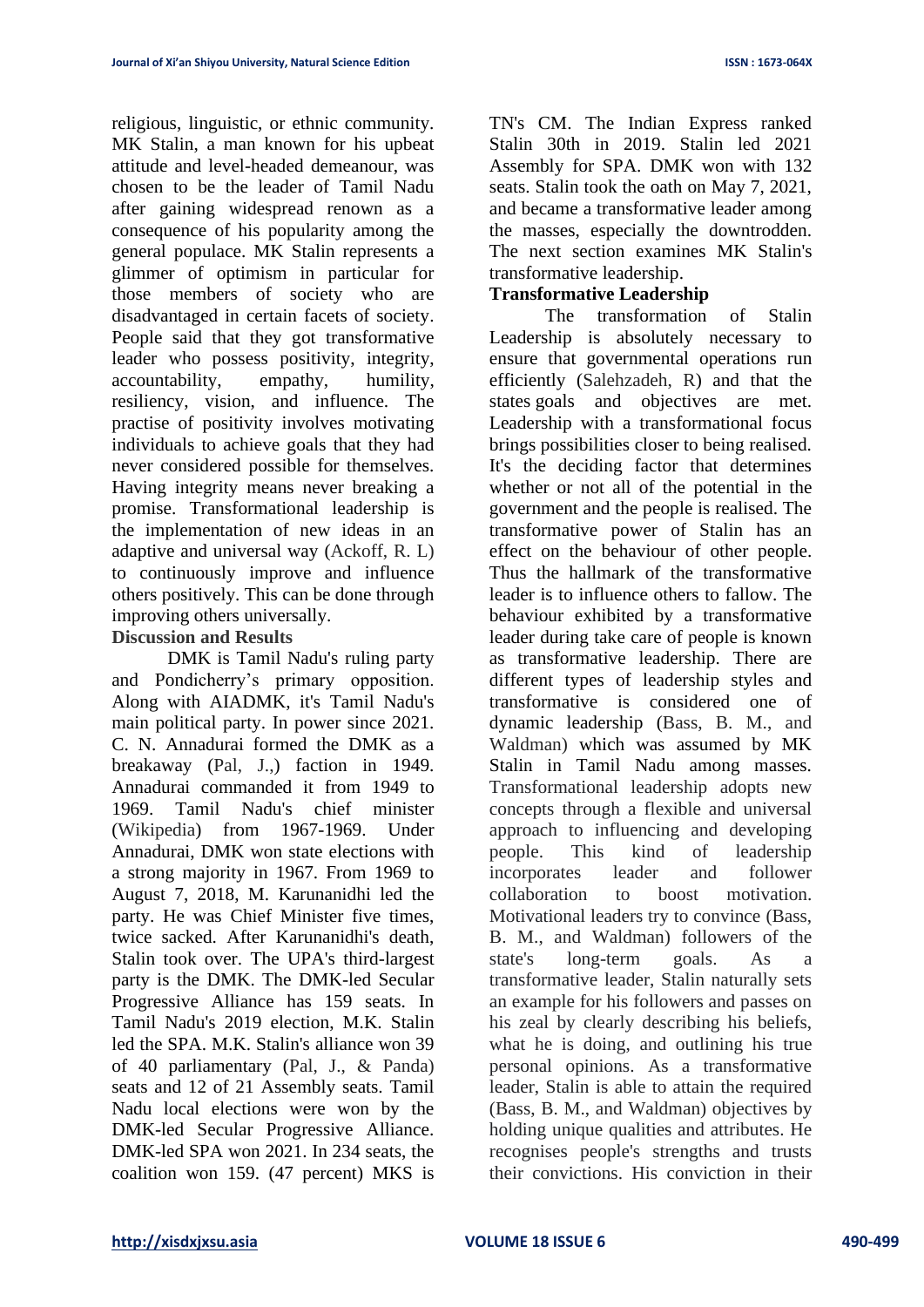religious, linguistic, or ethnic community. MK Stalin, a man known for his upbeat attitude and level-headed demeanour, was chosen to be the leader of Tamil Nadu after gaining widespread renown as a consequence of his popularity among the general populace. MK Stalin represents a glimmer of optimism in particular for those members of society who are disadvantaged in certain facets of society. People said that they got transformative leader who possess positivity, integrity, accountability, empathy, humility, resiliency, vision, and influence. The practise of positivity involves motivating individuals to achieve goals that they had never considered possible for themselves. Having integrity means never breaking a promise. Transformational leadership is the implementation of new ideas in an adaptive and universal way (Ackoff, R. L) to continuously improve and influence others positively. This can be done through improving others universally.

**Discussion and Results**

DMK is Tamil Nadu's ruling party and Pondicherry's primary opposition. Along with AIADMK, it's Tamil Nadu's main political party. In power since 2021. C. N. Annadurai formed the DMK as a breakaway (Pal, J.,) faction in 1949. Annadurai commanded it from 1949 to 1969. Tamil Nadu's chief minister (Wikipedia) from 1967-1969. Under Annadurai, DMK won state elections with a strong majority in 1967. From 1969 to August 7, 2018, M. Karunanidhi led the party. He was Chief Minister five times, twice sacked. After Karunanidhi's death, Stalin took over. The UPA's third-largest party is the DMK. The DMK-led Secular Progressive Alliance has 159 seats. In Tamil Nadu's 2019 election, M.K. Stalin led the SPA. M.K. Stalin's alliance won 39 of 40 parliamentary (Pal, J., & Panda) seats and 12 of 21 Assembly seats. Tamil Nadu local elections were won by the DMK-led Secular Progressive Alliance. DMK-led SPA won 2021. In 234 seats, the coalition won 159. (47 percent) MKS is TN's CM. The Indian Express ranked Stalin 30th in 2019. Stalin led 2021 Assembly for SPA. DMK won with 132 seats. Stalin took the oath on May 7, 2021, and became a transformative leader among the masses, especially the downtrodden. The next section examines MK Stalin's transformative leadership.

**Transformative Leadership**

The transformation of Stalin Leadership is absolutely necessary to ensure that governmental operations run efficiently (Salehzadeh, R) and that the states goals and objectives are met. Leadership with a transformational focus brings possibilities closer to being realised. It's the deciding factor that determines whether or not all of the potential in the government and the people is realised. The transformative power of Stalin has an effect on the behaviour of other people. Thus the hallmark of the transformative leader is to influence others to fallow. The behaviour exhibited by a transformative leader during take care of people is known as transformative leadership. There are different types of leadership styles and transformative is considered one of dynamic leadership (Bass, B. M., and Waldman) which was assumed by MK Stalin in Tamil Nadu among masses. Transformational leadership adopts new concepts through a flexible and universal approach to influencing and developing people. This kind of leadership incorporates leader and follower collaboration to boost motivation. Motivational leaders try to convince (Bass, B. M., and Waldman) followers of the state's long-term goals. As a transformative leader, Stalin naturally sets an example for his followers and passes on his zeal by clearly describing his beliefs, what he is doing, and outlining his true personal opinions. As a transformative leader, Stalin is able to attain the required (Bass, B. M., and Waldman) objectives by holding unique qualities and attributes. He recognises people's strengths and trusts their convictions. His conviction in their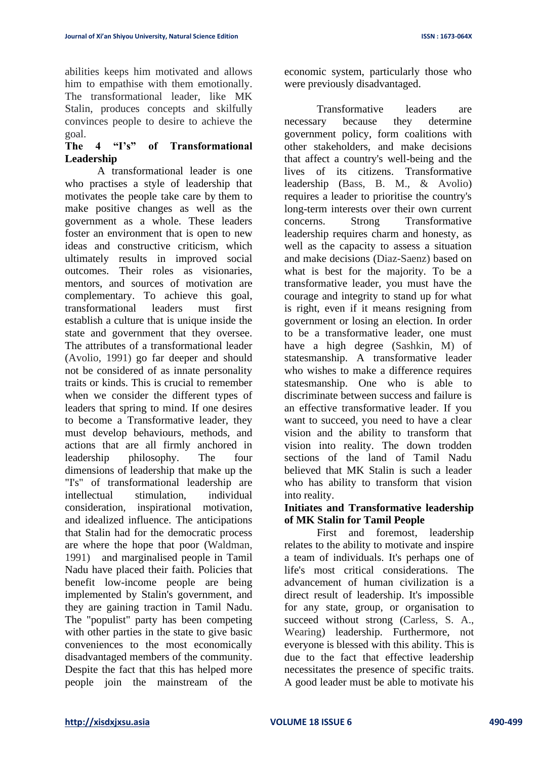abilities keeps him motivated and allows him to empathise with them emotionally. The transformational leader, like MK Stalin, produces concepts and skilfully convinces people to desire to achieve the goal.

**The 4 "I's" of Transformational Leadership**

A transformational leader is one who practises a style of leadership that motivates the people take care by them to make positive changes as well as the government as a whole. These leaders foster an environment that is open to new ideas and constructive criticism, which ultimately results in improved social outcomes. Their roles as visionaries, mentors, and sources of motivation are complementary. To achieve this goal, transformational leaders must first establish a culture that is unique inside the state and government that they oversee. The attributes of a transformational leader (Avolio, 1991) go far deeper and should not be considered of as innate personality traits or kinds. This is crucial to remember when we consider the different types of leaders that spring to mind. If one desires to become a Transformative leader, they must develop behaviours, methods, and actions that are all firmly anchored in leadership philosophy. The four dimensions of leadership that make up the "I's" of transformational leadership are intellectual stimulation, individual consideration, inspirational motivation, and idealized influence. The anticipations that Stalin had for the democratic process are where the hope that poor (Waldman, 1991) and marginalised people in Tamil Nadu have placed their faith. Policies that benefit low-income people are being implemented by Stalin's government, and they are gaining traction in Tamil Nadu. The "populist" party has been competing with other parties in the state to give basic conveniences to the most economically disadvantaged members of the community. Despite the fact that this has helped more people join the mainstream of the economic system, particularly those who were previously disadvantaged.

Transformative leaders are necessary because they determine government policy, form coalitions with other stakeholders, and make decisions that affect a country's well-being and the lives of its citizens. Transformative leadership (Bass, B. M., & Avolio) requires a leader to prioritise the country's long-term interests over their own current concerns. Strong Transformative leadership requires charm and honesty, as well as the capacity to assess a situation and make decisions (Diaz-Saenz) based on what is best for the majority. To be a transformative leader, you must have the courage and integrity to stand up for what is right, even if it means resigning from government or losing an election. In order to be a transformative leader, one must have a high degree (Sashkin, M) of statesmanship. A transformative leader who wishes to make a difference requires statesmanship. One who is able to discriminate between success and failure is an effective transformative leader. If you want to succeed, you need to have a clear vision and the ability to transform that vision into reality. The down trodden sections of the land of Tamil Nadu believed that MK Stalin is such a leader who has ability to transform that vision into reality.

**Initiates and Transformative leadership of MK Stalin for Tamil People**

First and foremost, leadership relates to the ability to motivate and inspire a team of individuals. It's perhaps one of life's most critical considerations. The advancement of human civilization is a direct result of leadership. It's impossible for any state, group, or organisation to succeed without strong (Carless, S. A., Wearing) leadership. Furthermore, not everyone is blessed with this ability. This is due to the fact that effective leadership necessitates the presence of specific traits. A good leader must be able to motivate his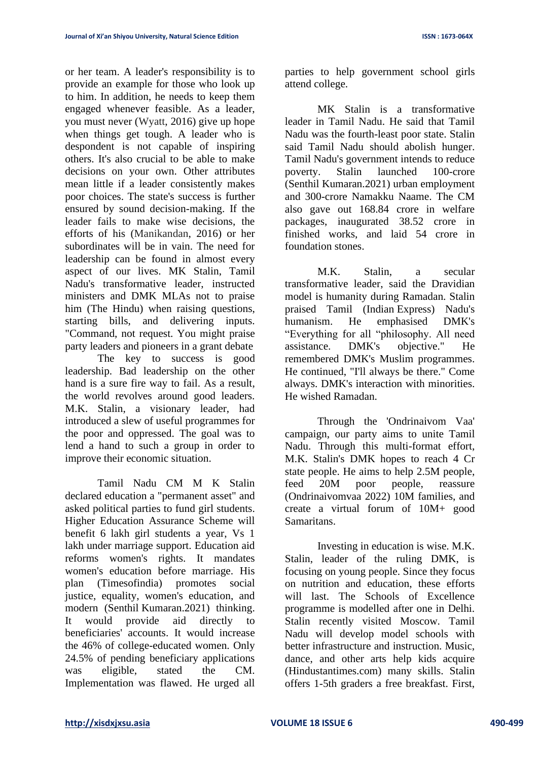or her team. A leader's responsibility is to provide an example for those who look up to him. In addition, he needs to keep them engaged whenever feasible. As a leader, you must never (Wyatt, 2016) give up hope when things get tough. A leader who is despondent is not capable of inspiring others. It's also crucial to be able to make decisions on your own. Other attributes mean little if a leader consistently makes poor choices. The state's success is further ensured by sound decision-making. If the leader fails to make wise decisions, the efforts of his (Manikandan, 2016) or her subordinates will be in vain. The need for leadership can be found in almost every aspect of our lives. MK Stalin, Tamil Nadu's transformative leader, instructed ministers and DMK MLAs not to praise him (The Hindu) when raising questions, starting bills, and delivering inputs. "Command, not request. You might praise party leaders and pioneers in a grant debate

The key to success is good leadership. Bad leadership on the other hand is a sure fire way to fail. As a result, the world revolves around good leaders. M.K. Stalin, a visionary leader, had introduced a slew of useful programmes for the poor and oppressed. The goal was to lend a hand to such a group in order to improve their economic situation.

Tamil Nadu CM M K Stalin declared education a "permanent asset" and asked political parties to fund girl students. Higher Education Assurance Scheme will benefit 6 lakh girl students a year, Vs 1 lakh under marriage support. Education aid reforms women's rights. It mandates women's education before marriage. His plan (Timesofindia) promotes social justice, equality, women's education, and modern (Senthil Kumaran.2021) thinking. It would provide aid directly to beneficiaries' accounts. It would increase the 46% of college-educated women. Only 24.5% of pending beneficiary applications was eligible, stated the CM. Implementation was flawed. He urged all parties to help government school girls attend college.

MK Stalin is a transformative leader in Tamil Nadu. He said that Tamil Nadu was the fourth-least poor state. Stalin said Tamil Nadu should abolish hunger. Tamil Nadu's government intends to reduce poverty. Stalin launched 100-crore (Senthil Kumaran.2021) urban employment and 300-crore Namakku Naame. The CM also gave out 168.84 crore in welfare packages, inaugurated 38.52 crore in finished works, and laid 54 crore in foundation stones.

M.K. Stalin, a secular transformative leader, said the Dravidian model is humanity during Ramadan. Stalin praised Tamil (Indian Express) Nadu's humanism. He emphasised DMK's "Everything for all "philosophy. All need assistance. DMK's objective." He remembered DMK's Muslim programmes. He continued, "I'll always be there." Come always. DMK's interaction with minorities. He wished Ramadan.

Through the 'Ondrinaivom Vaa' campaign, our party aims to unite Tamil Nadu. Through this multi-format effort, M.K. Stalin's DMK hopes to reach 4 Cr state people. He aims to help 2.5M people, feed 20M poor people, reassure (Ondrinaivomvaa 2022) 10M families, and create a virtual forum of 10M+ good Samaritans.

Investing in education is wise. M.K. Stalin, leader of the ruling DMK, is focusing on young people. Since they focus on nutrition and education, these efforts will last. The Schools of Excellence programme is modelled after one in Delhi. Stalin recently visited Moscow. Tamil Nadu will develop model schools with better infrastructure and instruction. Music, dance, and other arts help kids acquire (Hindustantimes.com) many skills. Stalin offers 1-5th graders a free breakfast. First,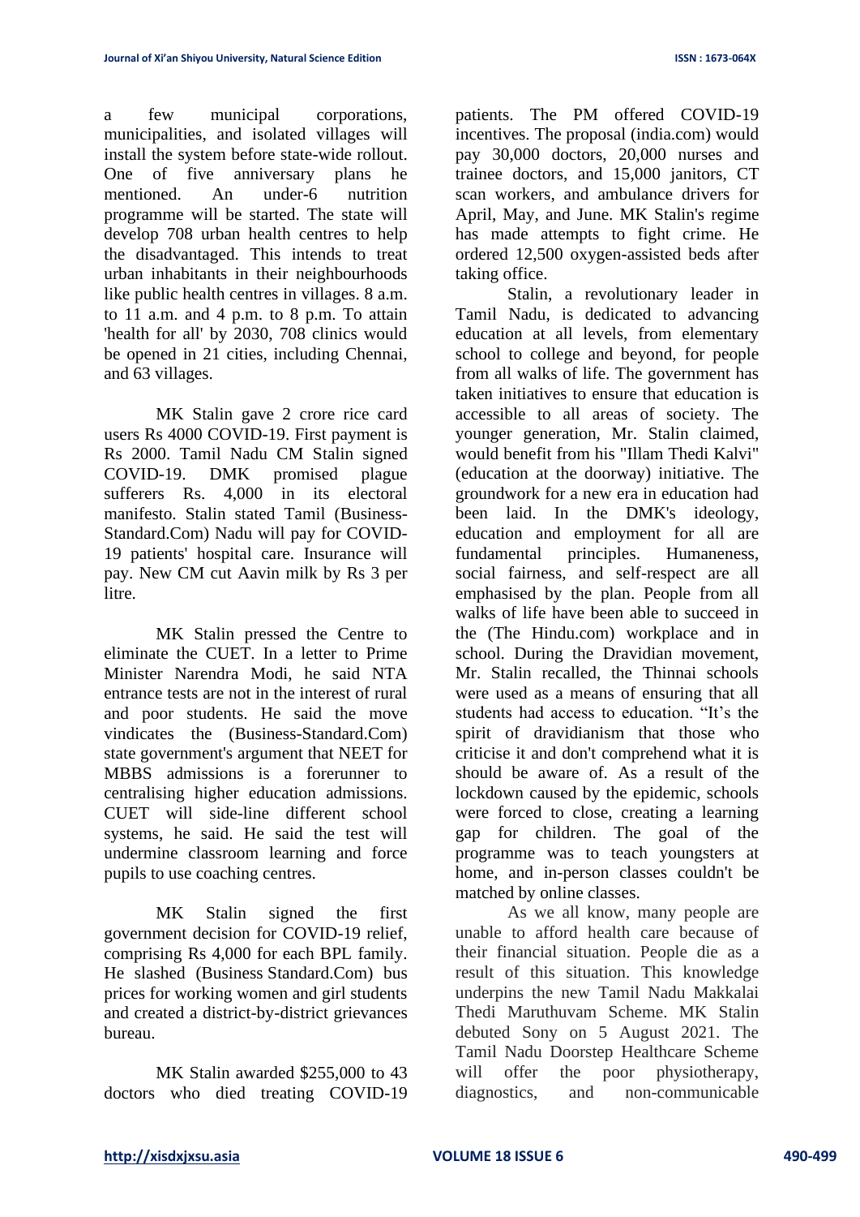a few municipal corporations, municipalities, and isolated villages will install the system before state-wide rollout. One of five anniversary plans he mentioned. An under-6 nutrition programme will be started. The state will develop 708 urban health centres to help the disadvantaged. This intends to treat urban inhabitants in their neighbourhoods like public health centres in villages. 8 a.m. to 11 a.m. and 4 p.m. to 8 p.m. To attain 'health for all' by 2030, 708 clinics would be opened in 21 cities, including Chennai, and 63 villages.

MK Stalin gave 2 crore rice card users Rs 4000 COVID-19. First payment is Rs 2000. Tamil Nadu CM Stalin signed COVID-19. DMK promised plague sufferers Rs. 4,000 in its electoral manifesto. Stalin stated Tamil (Business-Standard.Com) Nadu will pay for COVID-19 patients' hospital care. Insurance will pay. New CM cut Aavin milk by Rs 3 per litre.

MK Stalin pressed the Centre to eliminate the CUET. In a letter to Prime Minister Narendra Modi, he said NTA entrance tests are not in the interest of rural and poor students. He said the move vindicates the (Business-Standard.Com) state government's argument that NEET for MBBS admissions is a forerunner to centralising higher education admissions. CUET will side-line different school systems, he said. He said the test will undermine classroom learning and force pupils to use coaching centres.

MK Stalin signed the first government decision for COVID-19 relief, comprising Rs 4,000 for each BPL family. He slashed (Business Standard.Com) bus prices for working women and girl students and created a district-by-district grievances bureau.

MK Stalin awarded $255,000 to 43 doctors who died treating COVID-19 patients. The PM offered COVID-19 incentives. The proposal (india.com) would pay 30,000 doctors, 20,000 nurses and trainee doctors, and 15,000 janitors, CT scan workers, and ambulance drivers for April, May, and June. MK Stalin's regime has made attempts to fight crime. He ordered 12,500 oxygen-assisted beds after taking office.

Stalin, a revolutionary leader in Tamil Nadu, is dedicated to advancing education at all levels, from elementary school to college and beyond, for people from all walks of life. The government has taken initiatives to ensure that education is accessible to all areas of society. The younger generation, Mr. Stalin claimed, would benefit from his "Illam Thedi Kalvi" (education at the doorway) initiative. The groundwork for a new era in education had been laid. In the DMK's ideology, education and employment for all are fundamental principles. Humaneness, social fairness, and self-respect are all emphasised by the plan. People from all walks of life have been able to succeed in the (The Hindu.com) workplace and in school. During the Dravidian movement, Mr. Stalin recalled, the Thinnai schools were used as a means of ensuring that all students had access to education. "It's the spirit of dravidianism that those who criticise it and don't comprehend what it is should be aware of. As a result of the lockdown caused by the epidemic, schools were forced to close, creating a learning gap for children. The goal of the programme was to teach youngsters at home, and in-person classes couldn't be matched by online classes.

As we all know, many people are unable to afford health care because of their financial situation. People die as a result of this situation. This knowledge underpins the new Tamil Nadu Makkalai Thedi Maruthuvam Scheme. MK Stalin debuted Sony on 5 August 2021. The Tamil Nadu Doorstep Healthcare Scheme will offer the poor physiotherapy, diagnostics, and non-communicable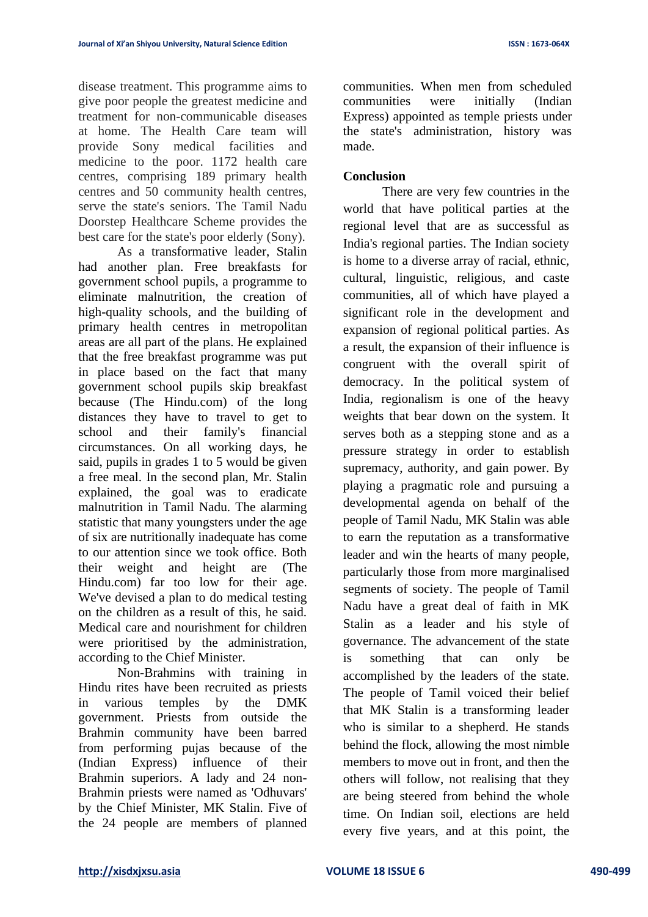disease treatment. This programme aims to give poor people the greatest medicine and treatment for non-communicable diseases at home. The Health Care team will provide Sony medical facilities and medicine to the poor. 1172 health care centres, comprising 189 primary health centres and 50 community health centres, serve the state's seniors. The Tamil Nadu Doorstep Healthcare Scheme provides the best care for the state's poor elderly (Sony).

As a transformative leader, Stalin had another plan. Free breakfasts for government school pupils, a programme to eliminate malnutrition, the creation of high-quality schools, and the building of primary health centres in metropolitan areas are all part of the plans. He explained that the free breakfast programme was put in place based on the fact that many government school pupils skip breakfast because (The Hindu.com) of the long distances they have to travel to get to school and their family's financial circumstances. On all working days, he said, pupils in grades 1 to 5 would be given a free meal. In the second plan, Mr. Stalin explained, the goal was to eradicate malnutrition in Tamil Nadu. The alarming statistic that many youngsters under the age of six are nutritionally inadequate has come to our attention since we took office. Both their weight and height are (The Hindu.com) far too low for their age. We've devised a plan to do medical testing on the children as a result of this, he said. Medical care and nourishment for children were prioritised by the administration, according to the Chief Minister.

Non-Brahmins with training in Hindu rites have been recruited as priests in various temples by the DMK government. Priests from outside the Brahmin community have been barred from performing pujas because of the (Indian Express) influence of their Brahmin superiors. A lady and 24 non-Brahmin priests were named as 'Odhuvars' by the Chief Minister, MK Stalin. Five of the 24 people are members of planned communities. When men from scheduled communities were initially (Indian Express) appointed as temple priests under the state's administration, history was made.

## Conclusion

There are very few countries in the world that have political parties at the regional level that are as successful as India's regional parties. The Indian society is home to a diverse array of racial, ethnic, cultural, linguistic, religious, and caste communities, all of which have played a significant role in the development and expansion of regional political parties. As a result, the expansion of their influence is congruent with the overall spirit of democracy. In the political system of India, regionalism is one of the heavy weights that bear down on the system. It serves both as a stepping stone and as a pressure strategy in order to establish supremacy, authority, and gain power. By playing a pragmatic role and pursuing a developmental agenda on behalf of the people of Tamil Nadu, MK Stalin was able to earn the reputation as a transformative leader and win the hearts of many people, particularly those from more marginalised segments of society. The people of Tamil Nadu have a great deal of faith in MK Stalin as a leader and his style of governance. The advancement of the state is something that can only be accomplished by the leaders of the state. The people of Tamil voiced their belief that MK Stalin is a transforming leader who is similar to a shepherd. He stands behind the flock, allowing the most nimble members to move out in front, and then the others will follow, not realising that they are being steered from behind the whole time. On Indian soil, elections are held every five years, and at this point, the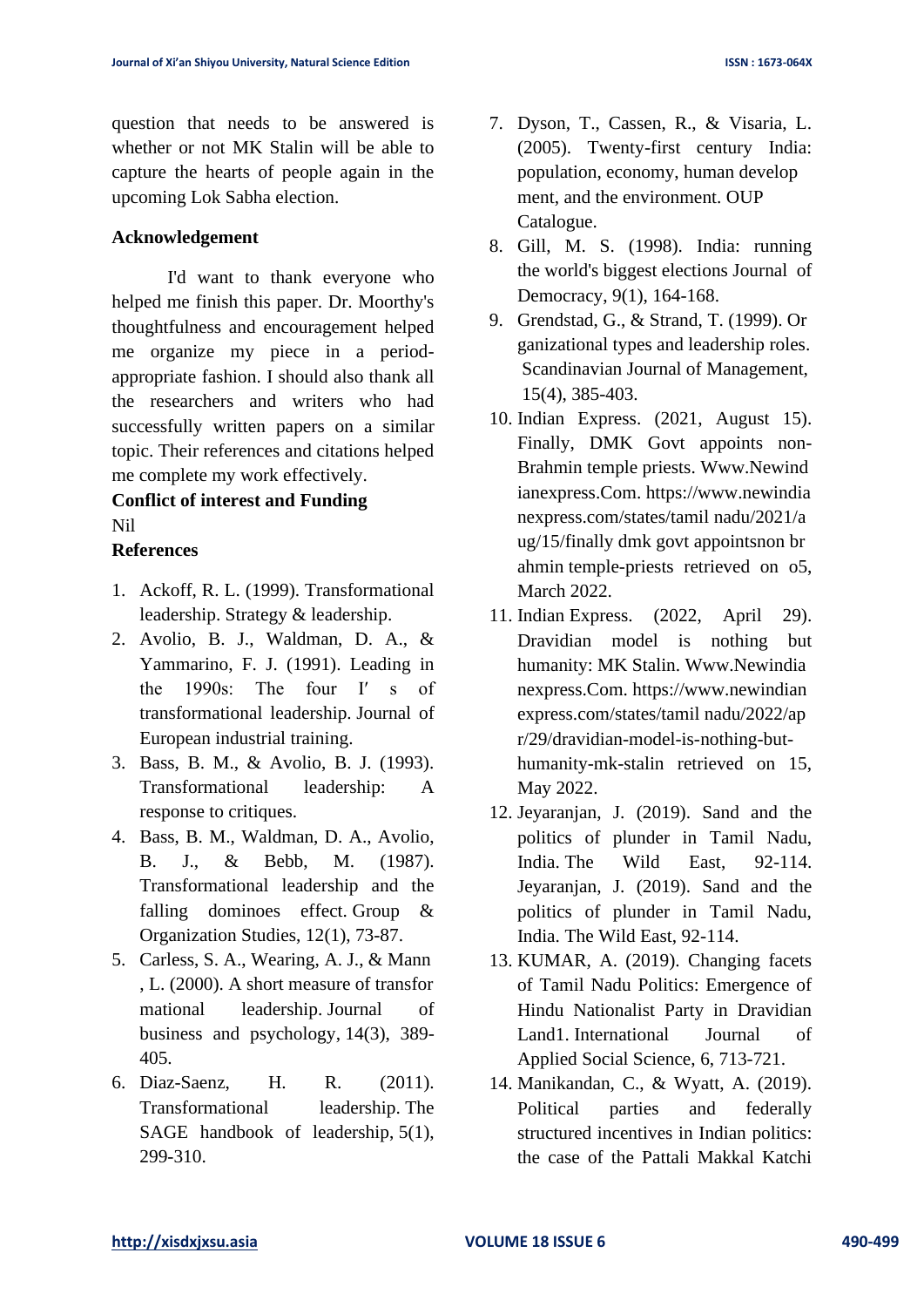question that needs to be answered is whether or not MK Stalin will be able to capture the hearts of people again in the upcoming Lok Sabha election.

**Acknowledgement**

I'd want to thank everyone who helped me finish this paper. Dr. Moorthy's thoughtfulness and encouragement helped me organize my piece in a period-appropriate fashion. I should also thank all the researchers and writers who had successfully written papers on a similar topic. Their references and citations helped me complete my work effectively.

**Conflict of interest and Funding**

Nil

**References**

1. Ackoff, R. L. (1999). Transformational leadership. Strategy & leadership.
2. Avolio, B. J., Waldman, D. A., & Yammarino, F. J. (1991). Leading in the 1990s: The four I′ s of transformational leadership. Journal of European industrial training.
3. Bass, B. M., & Avolio, B. J. (1993). Transformational leadership: A response to critiques.
4. Bass, B. M., Waldman, D. A., Avolio, B. J., & Bebb, M. (1987). Transformational leadership and the falling dominoes effect. Group & Organization Studies, 12(1), 73-87.
5. Carless, S. A., Wearing, A. J., & Mann , L. (2000). A short measure of transfor mational leadership. Journal of business and psychology, 14(3), 389-405.
6. Diaz-Saenz, H. R. (2011). Transformational leadership. The SAGE handbook of leadership, 5(1), 299-310.
7. Dyson, T., Cassen, R., & Visaria, L. (2005). Twenty-first century India: population, economy, human develop ment, and the environment. OUP Catalogue.
8. Gill, M. S. (1998). India: running the world's biggest elections Journal of Democracy, 9(1), 164-168.
9. Grendstad, G., & Strand, T. (1999). Or ganizational types and leadership roles. Scandinavian Journal of Management, 15(4), 385-403.
10. Indian Express. (2021, August 15). Finally, DMK Govt appoints non-Brahmin temple priests. Www.Newind ianexpress.Com. https://www.newindia nexpress.com/states/tamil nadu/2021/a ug/15/finally dmk govt appointsnon br ahmin temple-priests retrieved on o5, March 2022.
11. Indian Express. (2022, April 29). Dravidian model is nothing but humanity: MK Stalin. Www.Newindian nexpress.Com. https://www.newindian express.com/states/tamil nadu/2022/ap r/29/dravidian-model-is-nothing-but-humanity-mk-stalin retrieved on 15, May 2022.
12. Jeyaranjan, J. (2019). Sand and the politics of plunder in Tamil Nadu, India. The Wild East, 92-114. Jeyaranjan, J. (2019). Sand and the politics of plunder in Tamil Nadu, India. The Wild East, 92-114.
13. KUMAR, A. (2019). Changing facets of Tamil Nadu Politics: Emergence of Hindu Nationalist Party in Dravidian Land1. International Journal of Applied Social Science, 6, 713-721.
14. Manikandan, C., & Wyatt, A. (2019). Political parties and federally structured incentives in Indian politics: the case of the Pattali Makkal Katchi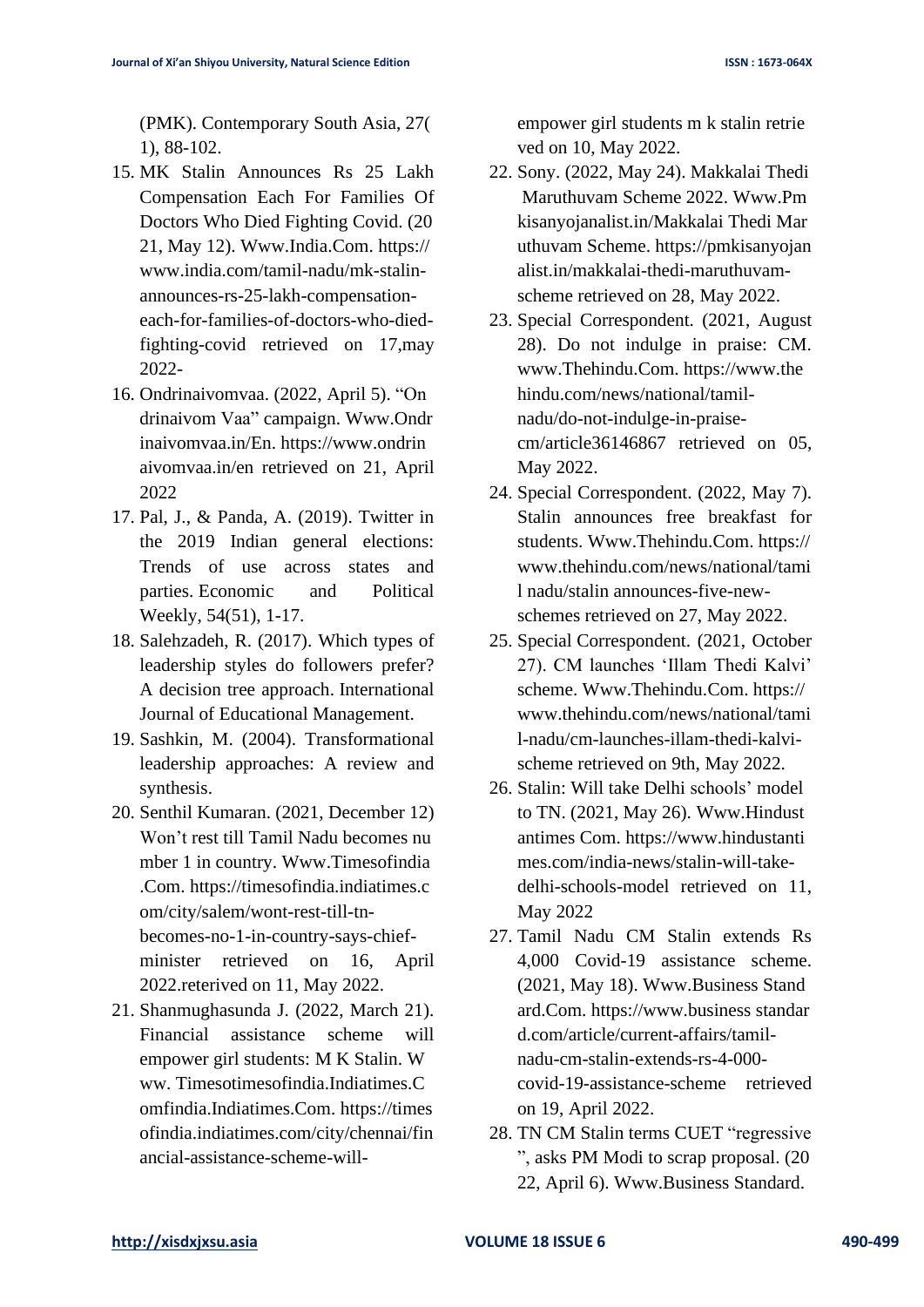(PMK). Contemporary South Asia, 27( 1), 88-102.

15. MK Stalin Announces Rs 25 Lakh Compensation Each For Families Of Doctors Who Died Fighting Covid. (20 21, May 12). Www.India.Com. https:// www.india.com/tamil-nadu/mk-stalin-announces-rs-25-lakh-compensation-each-for-families-of-doctors-who-died-fighting-covid retrieved on 17,may 2022-
16. Ondrinaivomvaa. (2022, April 5). "On drinaivom Vaa" campaign. Www.Ondr inaivomvaa.in/En. https://www.ondrin aivomvaa.in/en retrieved on 21, April 2022
17. Pal, J., & Panda, A. (2019). Twitter in the 2019 Indian general elections: Trends of use across states and parties. Economic and Political Weekly, 54(51), 1-17.
18. Salehzadeh, R. (2017). Which types of leadership styles do followers prefer? A decision tree approach. International Journal of Educational Management.
19. Sashkin, M. (2004). Transformational leadership approaches: A review and synthesis.
20. Senthil Kumaran. (2021, December 12) Won't rest till Tamil Nadu becomes nu mber 1 in country. Www.Timesofindia .Com. https://timesofindia.indiatimes.c om/city/salem/wont-rest-till-tn-becomes-no-1-in-country-says-chief-minister retrieved on 16, April 2022.reterived on 11, May 2022.
21. Shanmughasunda J. (2022, March 21). Financial assistance scheme will empower girl students: M K Stalin. W ww. Timesotimesofindia.Indiatimes.C omfindia.Indiatimes.Com. https://times ofindia.indiatimes.com/city/chennai/fin ancial-assistance-scheme-will-empower girl students m k stalin retrie ved on 10, May 2022.
22. Sony. (2022, May 24). Makkalai Thedi Maruthuvam Scheme 2022. Www.Pm kisanyojanalist.in/Makkalai Thedi Mar uthuvam Scheme. https://pmkisanyojan alist.in/makkalai-thedi-maruthuvam-scheme retrieved on 28, May 2022.
23. Special Correspondent. (2021, August 28). Do not indulge in praise: CM. www.Thehindu.Com. https://www.the hindu.com/news/national/tamil-nadu/do-not-indulge-in-praise-cm/article36146867 retrieved on 05, May 2022.
24. Special Correspondent. (2022, May 7). Stalin announces free breakfast for students. Www.Thehindu.Com. https:// www.thehindu.com/news/national/tami l nadu/stalin announces-five-new-schemes retrieved on 27, May 2022.
25. Special Correspondent. (2021, October 27). CM launches 'Illam Thedi Kalvi' scheme. Www.Thehindu.Com. https:// www.thehindu.com/news/national/tami l-nadu/cm-launches-illam-thedi-kalvi-scheme retrieved on 9th, May 2022.
26. Stalin: Will take Delhi schools' model to TN. (2021, May 26). Www.Hindust antimes Com. https://www.hindustanti mes.com/india-news/stalin-will-take-delhi-schools-model retrieved on 11, May 2022
27. Tamil Nadu CM Stalin extends Rs 4,000 Covid-19 assistance scheme. (2021, May 18). Www.Business Stand ard.Com. https://www.business standar d.com/article/current-affairs/tamil-nadu-cm-stalin-extends-rs-4-000-covid-19-assistance-scheme retrieved on 19, April 2022.
28. TN CM Stalin terms CUET "regressive ", asks PM Modi to scrap proposal. (20 22, April 6). Www.Business Standard.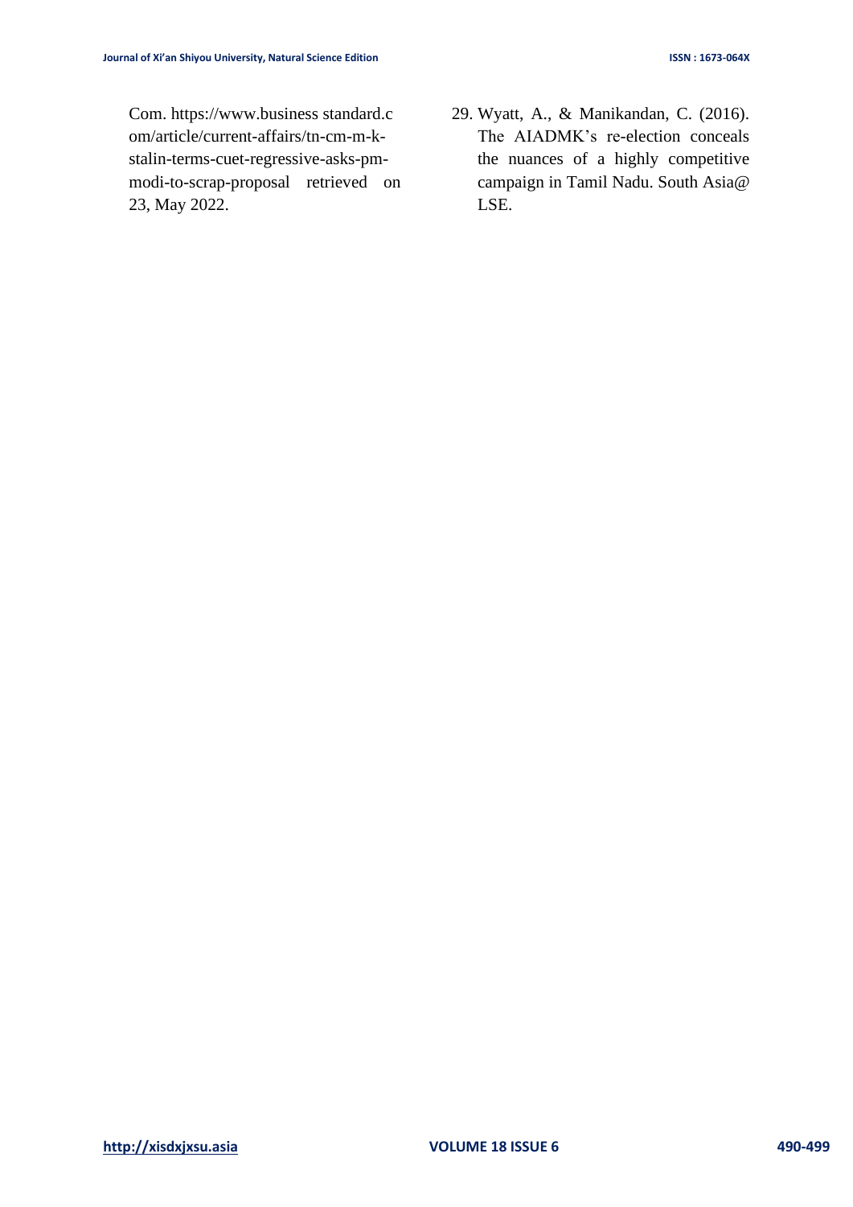Com. https://www.business standard.com/article/current-affairs/tn-cm-m-k-stalin-terms-cuet-regressive-asks-pm-modi-to-scrap-proposal retrieved on 23, May 2022.

29. Wyatt, A., & Manikandan, C. (2016). The AIADMK's re-election conceals the nuances of a highly competitive campaign in Tamil Nadu. South Asia@ LSE.